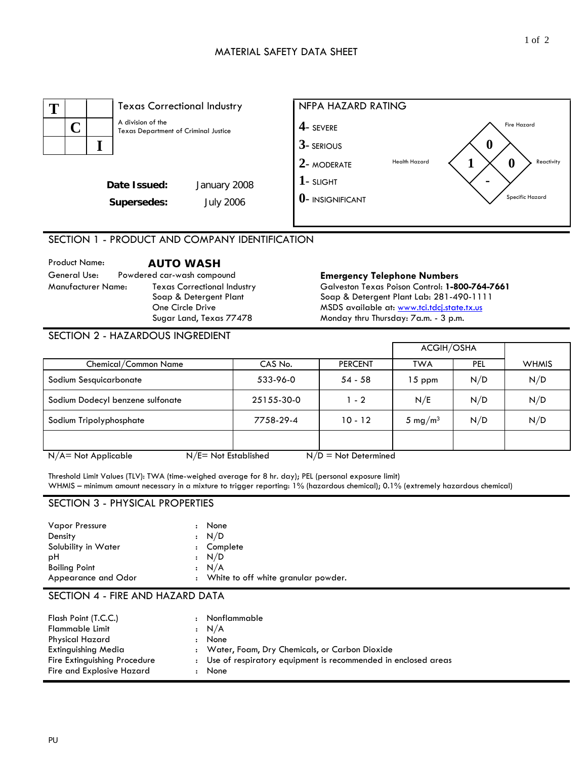# MATERIAL SAFETY DATA SHEET

**T C I** Texas Correctional Industry
A division of the Texas Department of Criminal Justice

**Date Issued:** January 2008
**Supersedes:** July 2006

**NFPA HAZARD RATING**

- **4**- SEVERE
- **3**- SERIOUS
- **2**- MODERATE
- **1**- SLIGHT
- **0**- INSIGNIFICANT

| Hazard | Rating |
|---|---|
| Fire Hazard | 0 |
| Health Hazard | 1 |
| Reactivity | 0 |
| Specific Hazard | - |

## SECTION 1 - PRODUCT AND COMPANY IDENTIFICATION

Product Name: **AUTO WASH**
General Use: Powdered car-wash compound
Manufacturer Name: Texas Correctional Industry
Soap & Detergent Plant
One Circle Drive
Sugar Land, Texas 77478

**Emergency Telephone Numbers**
Galveston Texas Poison Control: **1-800-764-7661**
Soap & Detergent Plant Lab: 281-490-1111
MSDS available at: www.tci.tdcj.state.tx.us
Monday thru Thursday: 7a.m. - 3 p.m.

## SECTION 2 - HAZARDOUS INGREDIENT

| Chemical/Common Name | CAS No. | PERCENT | ACGIH/OSHA TWA | ACGIH/OSHA PEL | WHMIS |
|---|---|---|---|---|---|
| Sodium Sesquicarbonate | 533-96-0 | 54 - 58 | 15 ppm | N/D | N/D |
| Sodium Dodecyl benzene sulfonate | 25155-30-0 | 1 - 2 | N/E | N/D | N/D |
| Sodium Tripolyphosphate | 7758-29-4 | 10 - 12 | 5 $mg/m^3$ | N/D | N/D |
| | | | | | |

N/A= Not Applicable    N/E= Not Established    N/D = Not Determined

Threshold Limit Values (TLV): TWA (time-weighed average for 8 hr. day); PEL (personal exposure limit)
WHMIS – minimum amount necessary in a mixture to trigger reporting: 1% (hazardous chemical); 0.1% (extremely hazardous chemical)

## SECTION 3 - PHYSICAL PROPERTIES

| | | |
|---|---|---|
| Vapor Pressure | : | None |
| Density | : | N/D |
| Solubility in Water | : | Complete |
| pH | : | N/D |
| Boiling Point | : | N/A |
| Appearance and Odor | : | White to off white granular powder. |

## SECTION 4 - FIRE AND HAZARD DATA

| | | |
|---|---|---|
| Flash Point (T.C.C.) | : | Nonflammable |
| Flammable Limit | : | N/A |
| Physical Hazard | : | None |
| Extinguishing Media | : | Water, Foam, Dry Chemicals, or Carbon Dioxide |
| Fire Extinguishing Procedure | : | Use of respiratory equipment is recommended in enclosed areas |
| Fire and Explosive Hazard | : | None |

PU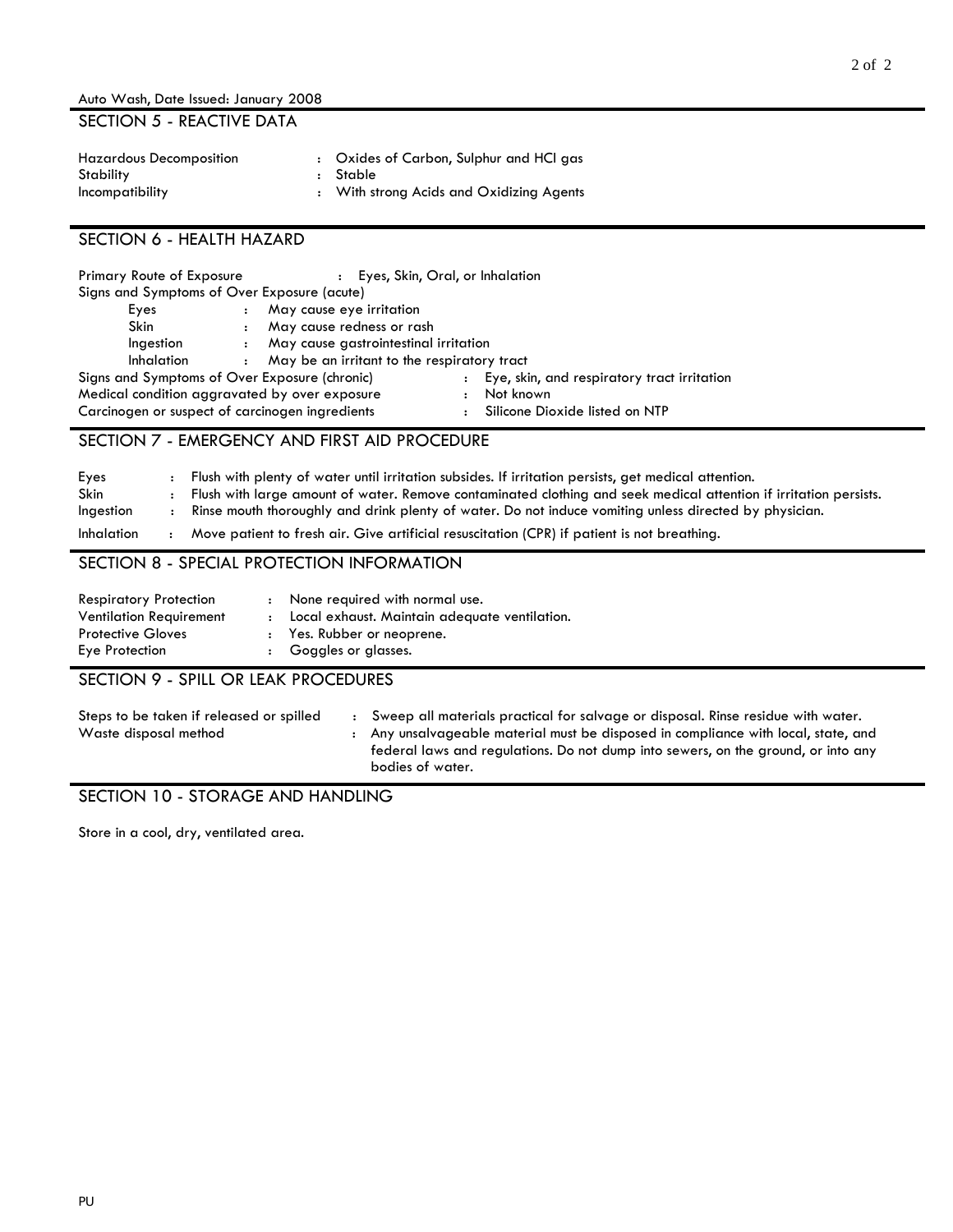Auto Wash, Date Issued: January 2008

## SECTION 5 - REACTIVE DATA

| | | |
|---|---|---|
| Hazardous Decomposition | : | Oxides of Carbon, Sulphur and HCl gas |
| Stability | : | Stable |
| Incompatibility | : | With strong Acids and Oxidizing Agents |

## SECTION 6 - HEALTH HAZARD

Primary Route of Exposure : Eyes, Skin, Oral, or Inhalation

Signs and Symptoms of Over Exposure (acute)

| | | |
|---|---|---|
| Eyes | : | May cause eye irritation |
| Skin | : | May cause redness or rash |
| Ingestion | : | May cause gastrointestinal irritation |
| Inhalation | : | May be an irritant to the respiratory tract |

| | | |
|---|---|---|
| Signs and Symptoms of Over Exposure (chronic) | : | Eye, skin, and respiratory tract irritation |
| Medical condition aggravated by over exposure | : | Not known |
| Carcinogen or suspect of carcinogen ingredients | : | Silicone Dioxide listed on NTP |

## SECTION 7 - EMERGENCY AND FIRST AID PROCEDURE

| | | |
|---|---|---|
| Eyes | : | Flush with plenty of water until irritation subsides. If irritation persists, get medical attention. |
| Skin | : | Flush with large amount of water. Remove contaminated clothing and seek medical attention if irritation persists. |
| Ingestion | : | Rinse mouth thoroughly and drink plenty of water. Do not induce vomiting unless directed by physician. |
| Inhalation | : | Move patient to fresh air. Give artificial resuscitation (CPR) if patient is not breathing. |

## SECTION 8 - SPECIAL PROTECTION INFORMATION

| | | |
|---|---|---|
| Respiratory Protection | : | None required with normal use. |
| Ventilation Requirement | : | Local exhaust. Maintain adequate ventilation. |
| Protective Gloves | : | Yes. Rubber or neoprene. |
| Eye Protection | : | Goggles or glasses. |

## SECTION 9 - SPILL OR LEAK PROCEDURES

| | | |
|---|---|---|
| Steps to be taken if released or spilled | : | Sweep all materials practical for salvage or disposal. Rinse residue with water. |
| Waste disposal method | : | Any unsalvageable material must be disposed in compliance with local, state, and federal laws and regulations. Do not dump into sewers, on the ground, or into any bodies of water. |

## SECTION 10 - STORAGE AND HANDLING

Store in a cool, dry, ventilated area.

PU